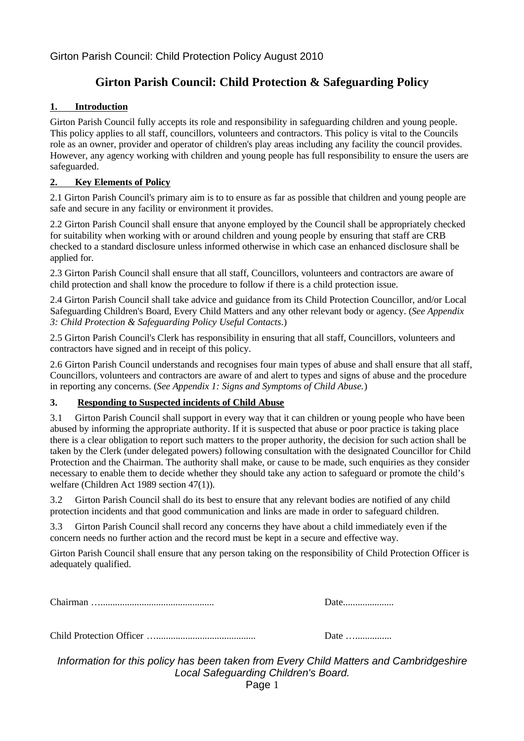Girton Parish Council: Child Protection Policy August 2010

# Girton Parish Council: Child Protection & Safeguarding Policy

## 1. Introduction

Girton Parish Council fully accepts its role and responsibility in safeguarding children and young people. This policy applies to all staff, councillors, volunteers and contractors. This policy is vital to the Councils role as an owner, provider and operator of children's play areas including any facility the council provides. However, any agency working with children and young people has full responsibility to ensure the users are safeguarded.

## 2. Key Elements of Policy

2.1 Girton Parish Council's primary aim is to to ensure as far as possible that children and young people are safe and secure in any facility or environment it provides.

2.2 Girton Parish Council shall ensure that anyone employed by the Council shall be appropriately checked for suitability when working with or around children and young people by ensuring that staff are CRB checked to a standard disclosure unless informed otherwise in which case an enhanced disclosure shall be applied for.

2.3 Girton Parish Council shall ensure that all staff, Councillors, volunteers and contractors are aware of child protection and shall know the procedure to follow if there is a child protection issue.

2.4 Girton Parish Council shall take advice and guidance from its Child Protection Councillor, and/or Local Safeguarding Children's Board, Every Child Matters and any other relevant body or agency. (*See Appendix 3: Child Protection & Safeguarding Policy Useful Contacts*.)

2.5 Girton Parish Council's Clerk has responsibility in ensuring that all staff, Councillors, volunteers and contractors have signed and in receipt of this policy.

2.6 Girton Parish Council understands and recognises four main types of abuse and shall ensure that all staff, Councillors, volunteers and contractors are aware of and alert to types and signs of abuse and the procedure in reporting any concerns. (*See Appendix 1: Signs and Symptoms of Child Abuse.*)

## 3. Responding to Suspected incidents of Child Abuse

3.1 Girton Parish Council shall support in every way that it can children or young people who have been abused by informing the appropriate authority. If it is suspected that abuse or poor practice is taking place there is a clear obligation to report such matters to the proper authority, the decision for such action shall be taken by the Clerk (under delegated powers) following consultation with the designated Councillor for Child Protection and the Chairman. The authority shall make, or cause to be made, such enquiries as they consider necessary to enable them to decide whether they should take any action to safeguard or promote the child's welfare (Children Act 1989 section 47(1)).

3.2 Girton Parish Council shall do its best to ensure that any relevant bodies are notified of any child protection incidents and that good communication and links are made in order to safeguard children.

3.3 Girton Parish Council shall record any concerns they have about a child immediately even if the concern needs no further action and the record must be kept in a secure and effective way.

Girton Parish Council shall ensure that any person taking on the responsibility of Child Protection Officer is adequately qualified.

Chairman …............................................... Date....................

Child Protection Officer …......................................... Date …...............

*Information for this policy has been taken from Every Child Matters and Cambridgeshire Local Safeguarding Children's Board.*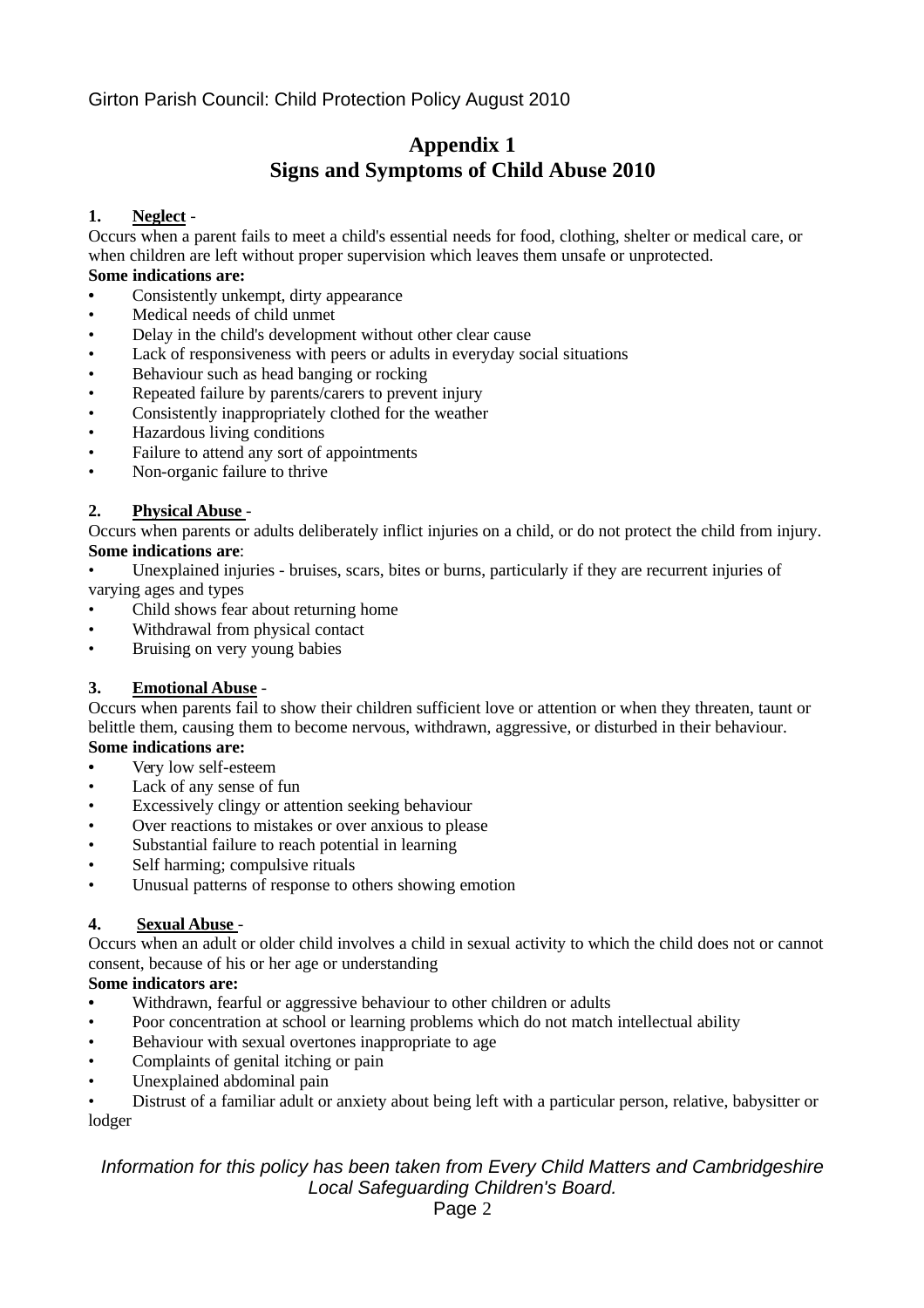# Appendix 1
# Signs and Symptoms of Child Abuse 2010

## 1. Neglect -

Occurs when a parent fails to meet a child's essential needs for food, clothing, shelter or medical care, or when children are left without proper supervision which leaves them unsafe or unprotected.

**Some indications are:**

- Consistently unkempt, dirty appearance
- Medical needs of child unmet
- Delay in the child's development without other clear cause
- Lack of responsiveness with peers or adults in everyday social situations
- Behaviour such as head banging or rocking
- Repeated failure by parents/carers to prevent injury
- Consistently inappropriately clothed for the weather
- Hazardous living conditions
- Failure to attend any sort of appointments
- Non-organic failure to thrive

## 2. Physical Abuse -

Occurs when parents or adults deliberately inflict injuries on a child, or do not protect the child from injury.

**Some indications are**:

- Unexplained injuries - bruises, scars, bites or burns, particularly if they are recurrent injuries of varying ages and types
- Child shows fear about returning home
- Withdrawal from physical contact
- Bruising on very young babies

## 3. Emotional Abuse -

Occurs when parents fail to show their children sufficient love or attention or when they threaten, taunt or belittle them, causing them to become nervous, withdrawn, aggressive, or disturbed in their behaviour.

**Some indications are:**

- Very low self-esteem
- Lack of any sense of fun
- Excessively clingy or attention seeking behaviour
- Over reactions to mistakes or over anxious to please
- Substantial failure to reach potential in learning
- Self harming; compulsive rituals
- Unusual patterns of response to others showing emotion

## 4. Sexual Abuse -

Occurs when an adult or older child involves a child in sexual activity to which the child does not or cannot consent, because of his or her age or understanding

**Some indicators are:**

- Withdrawn, fearful or aggressive behaviour to other children or adults
- Poor concentration at school or learning problems which do not match intellectual ability
- Behaviour with sexual overtones inappropriate to age
- Complaints of genital itching or pain
- Unexplained abdominal pain
- Distrust of a familiar adult or anxiety about being left with a particular person, relative, babysitter or lodger

*Information for this policy has been taken from Every Child Matters and Cambridgeshire Local Safeguarding Children's Board.*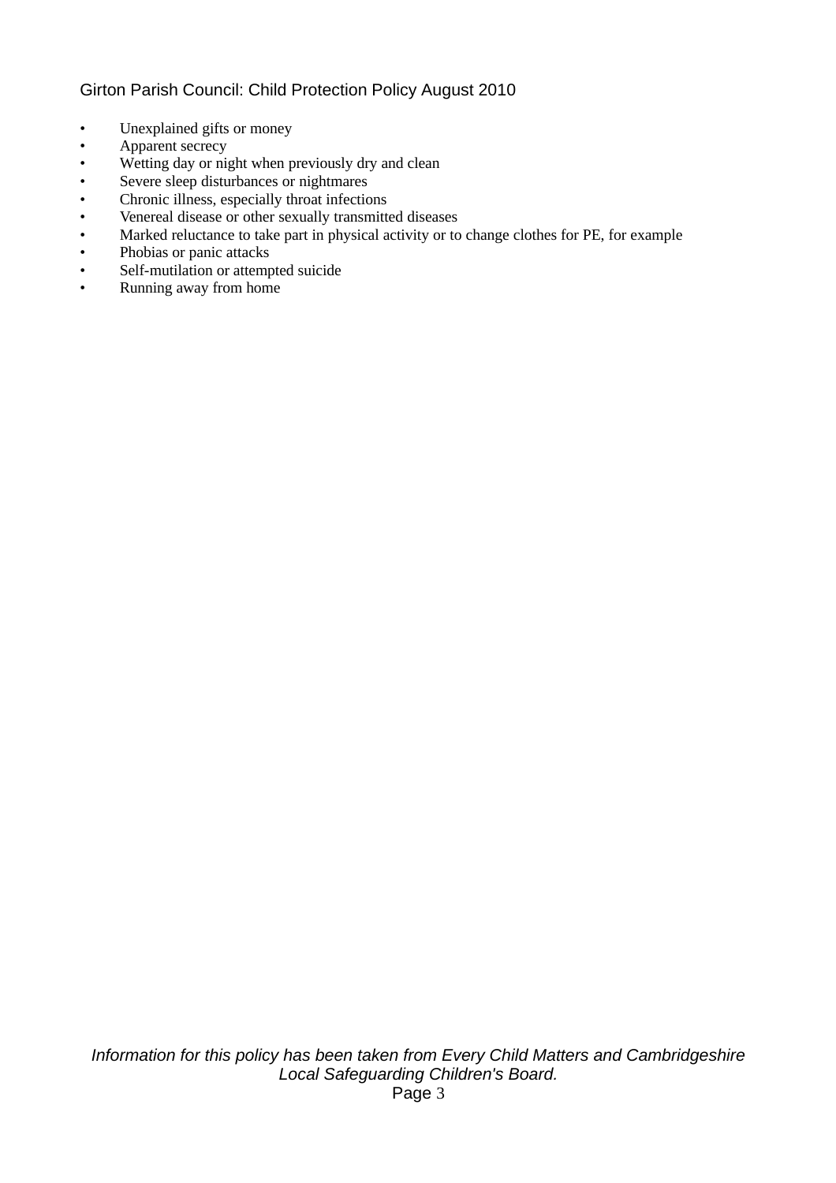- Unexplained gifts or money
- Apparent secrecy
- Wetting day or night when previously dry and clean
- Severe sleep disturbances or nightmares
- Chronic illness, especially throat infections
- Venereal disease or other sexually transmitted diseases
- Marked reluctance to take part in physical activity or to change clothes for PE, for example
- Phobias or panic attacks
- Self-mutilation or attempted suicide
- Running away from home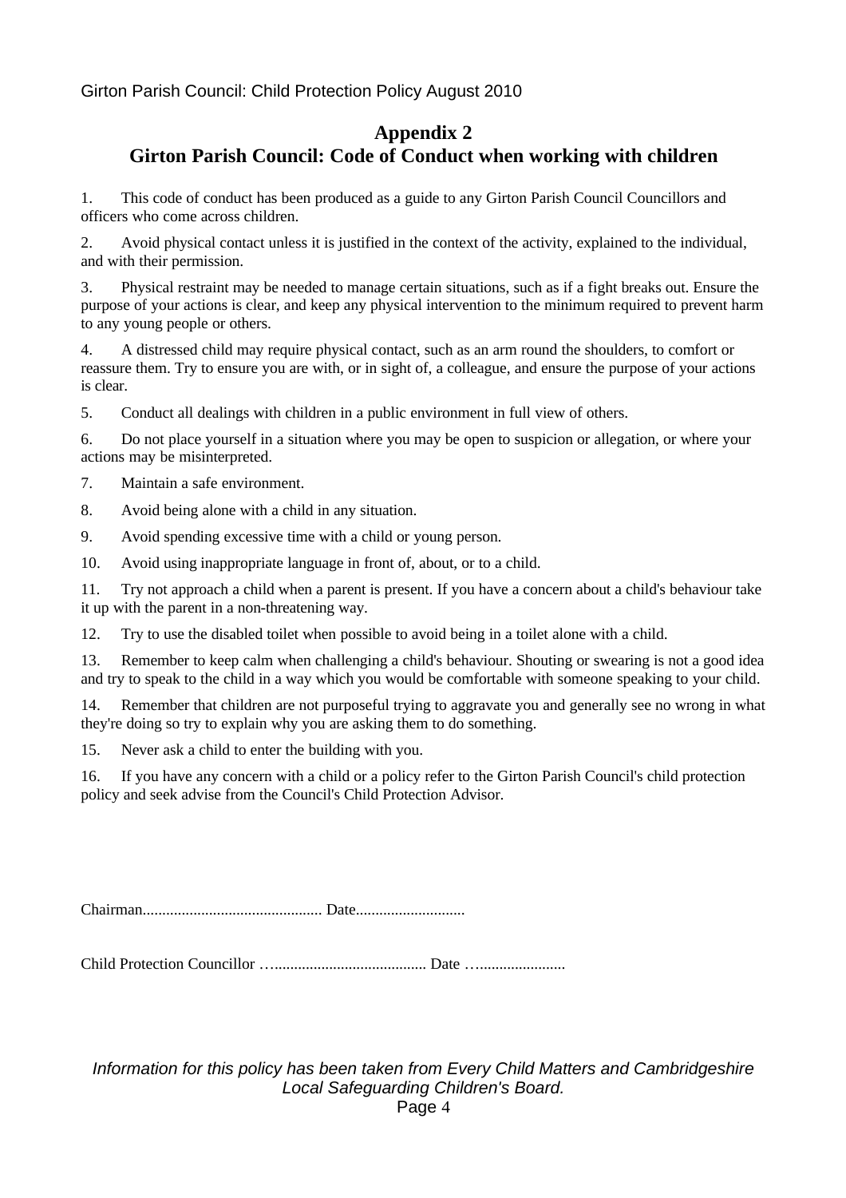## Appendix 2
## Girton Parish Council: Code of Conduct when working with children

1. This code of conduct has been produced as a guide to any Girton Parish Council Councillors and officers who come across children.

2. Avoid physical contact unless it is justified in the context of the activity, explained to the individual, and with their permission.

3. Physical restraint may be needed to manage certain situations, such as if a fight breaks out. Ensure the purpose of your actions is clear, and keep any physical intervention to the minimum required to prevent harm to any young people or others.

4. A distressed child may require physical contact, such as an arm round the shoulders, to comfort or reassure them. Try to ensure you are with, or in sight of, a colleague, and ensure the purpose of your actions is clear.

5. Conduct all dealings with children in a public environment in full view of others.

6. Do not place yourself in a situation where you may be open to suspicion or allegation, or where your actions may be misinterpreted.

7. Maintain a safe environment.

8. Avoid being alone with a child in any situation.

9. Avoid spending excessive time with a child or young person.

10. Avoid using inappropriate language in front of, about, or to a child.

11. Try not approach a child when a parent is present. If you have a concern about a child's behaviour take it up with the parent in a non-threatening way.

12. Try to use the disabled toilet when possible to avoid being in a toilet alone with a child.

13. Remember to keep calm when challenging a child's behaviour. Shouting or swearing is not a good idea and try to speak to the child in a way which you would be comfortable with someone speaking to your child.

14. Remember that children are not purposeful trying to aggravate you and generally see no wrong in what they're doing so try to explain why you are asking them to do something.

15. Never ask a child to enter the building with you.

16. If you have any concern with a child or a policy refer to the Girton Parish Council's child protection policy and seek advise from the Council's Child Protection Advisor.

Chairman.............................................. Date............................

Child Protection Councillor …...................................... Date …......................

*Information for this policy has been taken from Every Child Matters and Cambridgeshire Local Safeguarding Children's Board.*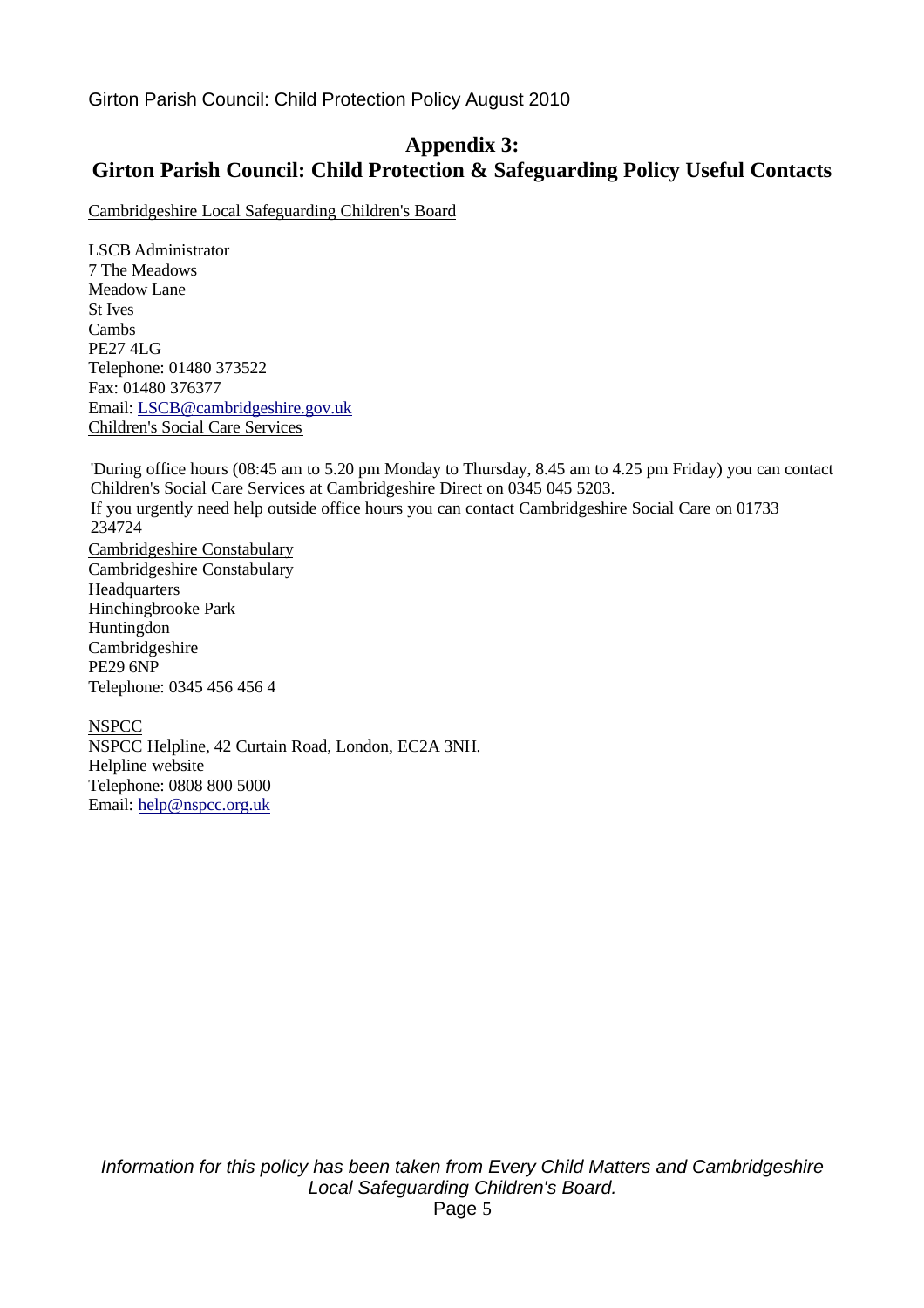## Appendix 3:
## Girton Parish Council: Child Protection & Safeguarding Policy Useful Contacts

Cambridgeshire Local Safeguarding Children's Board

LSCB Administrator
7 The Meadows
Meadow Lane
St Ives
Cambs
PE27 4LG
Telephone: 01480 373522
Fax: 01480 376377
Email: LSCB@cambridgeshire.gov.uk

Children's Social Care Services

'During office hours (08:45 am to 5.20 pm Monday to Thursday, 8.45 am to 4.25 pm Friday) you can contact Children's Social Care Services at Cambridgeshire Direct on 0345 045 5203.
If you urgently need help outside office hours you can contact Cambridgeshire Social Care on 01733 234724

Cambridgeshire Constabulary

Cambridgeshire Constabulary
Headquarters
Hinchingbrooke Park
Huntingdon
Cambridgeshire
PE29 6NP
Telephone: 0345 456 456 4

NSPCC

NSPCC Helpline, 42 Curtain Road, London, EC2A 3NH.
Helpline website
Telephone: 0808 800 5000
Email: help@nspcc.org.uk

*Information for this policy has been taken from Every Child Matters and Cambridgeshire Local Safeguarding Children's Board.*